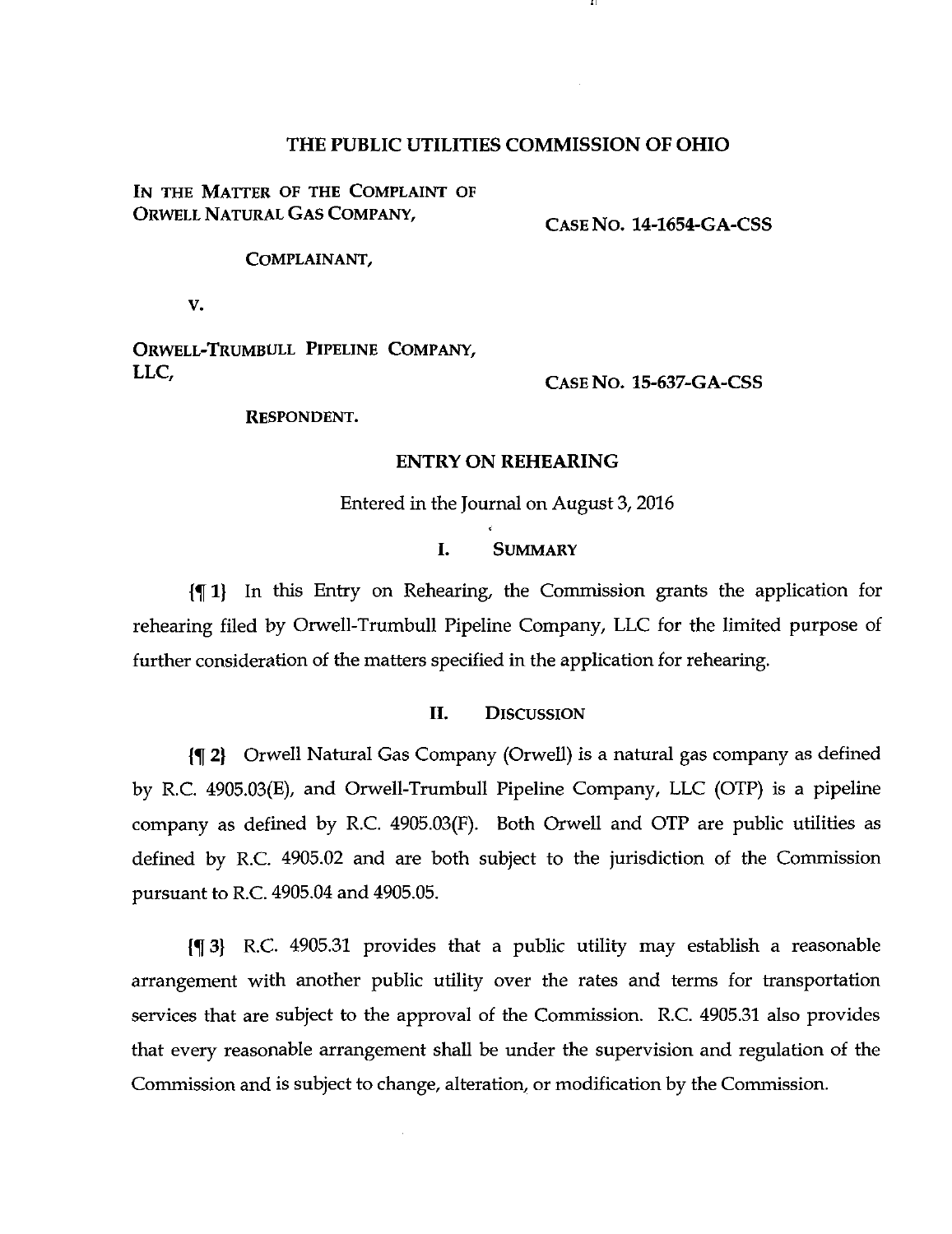# THE PUBLIC UTILITIES COMMISSION OF OHIO

IN THE MATTER OF THE COMPLAINT OF ORWELL NATURAL GAS COMPANY,

COMPLAINANT,

V.

ORWELL-TRUMBULL PIPELINE COMPANY, LLC,

RESPONDENT.

CASE NO. 14-1654-GA-CSS

CASE NO. 15-637-GA-CSS

## ENTRY ON REHEARING

Entered in the Journal on August 3, 2016

## I. SUMMARY

{¶ 1} In this Entry on Rehearing, the Commission grants the application for rehearing filed by Orwell-Trumbull Pipeline Company, LLC for the limited purpose of further consideration of the matters specified in the application for rehearing.

## II. DISCUSSION

{¶ 2} Orwell Natural Gas Company (Orwell) is a natural gas company as defined by R.C. 4905.03(E), and Orwell-Trumbull Pipeline Company, LLC (OTP) is a pipeline company as defined by R.C. 4905.03(F). Both Orwell and OTP are public utilities as defined by R.C. 4905.02 and are both subject to the jurisdiction of the Commission pursuant to R.C. 4905.04 and 4905.05.

{¶ 3} R.C. 4905.31 provides that a public utility may establish a reasonable arrangement with another public utility over the rates and terms for transportation services that are subject to the approval of the Commission. R.C. 4905.31 also provides that every reasonable arrangement shall be under the supervision and regulation of the Commission and is subject to change, alteration, or modification by the Commission.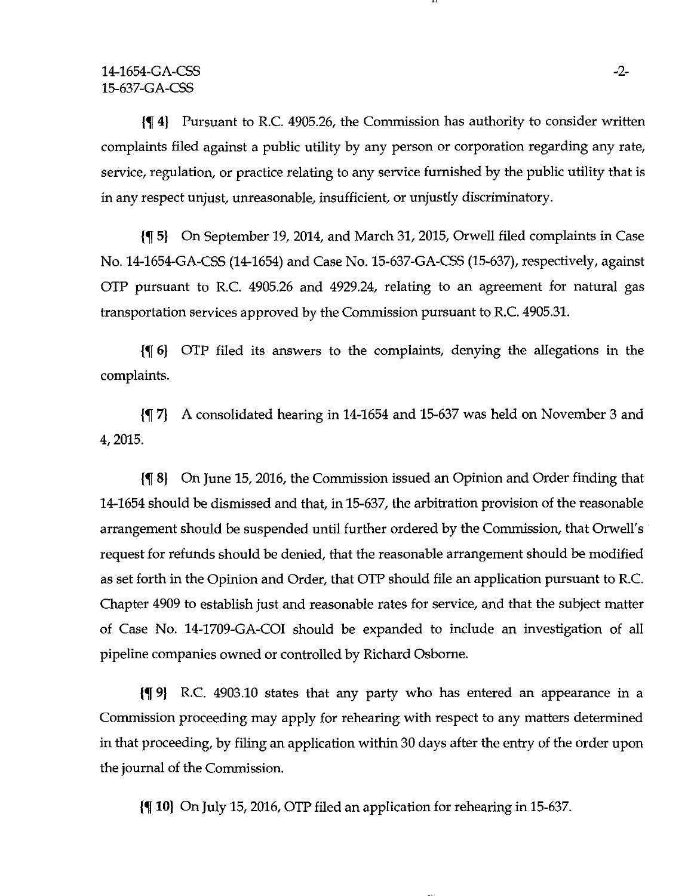{¶ 4} Pursuant to R.C. 4905.26, the Commission has authority to consider written complaints filed against a public utility by any person or corporation regarding any rate, service, regulation, or practice relating to any service furnished by the public utility that is in any respect unjust, unreasonable, insufficient, or unjustly discriminatory.

{¶ 5} On September 19, 2014, and March 31, 2015, Orwell filed complaints in Case No. 14-1654-GA-CSS (14-1654) and Case No. 15-637-GA-CSS (15-637), respectively, against OTP pursuant to R.C. 4905.26 and 4929.24, relating to an agreement for natural gas transportation services approved by the Commission pursuant to R.C. 4905.31.

{¶ 6} OTP filed its answers to the complaints, denying the allegations in the complaints.

{¶ 7} A consolidated hearing in 14-1654 and 15-637 was held on November 3 and 4, 2015.

{¶ 8} On June 15, 2016, the Commission issued an Opinion and Order finding that 14-1654 should be dismissed and that, in 15-637, the arbitration provision of the reasonable arrangement should be suspended until further ordered by the Commission, that Orwell's request for refunds should be denied, that the reasonable arrangement should be modified as set forth in the Opinion and Order, that OTP should file an application pursuant to R.C. Chapter 4909 to establish just and reasonable rates for service, and that the subject matter of Case No. 14-1709-GA-COI should be expanded to include an investigation of all pipeline companies owned or controlled by Richard Osborne.

{¶ 9} R.C. 4903.10 states that any party who has entered an appearance in a Commission proceeding may apply for rehearing with respect to any matters determined in that proceeding, by filing an application within 30 days after the entry of the order upon the journal of the Commission.

{¶ 10} On July 15, 2016, OTP filed an application for rehearing in 15-637.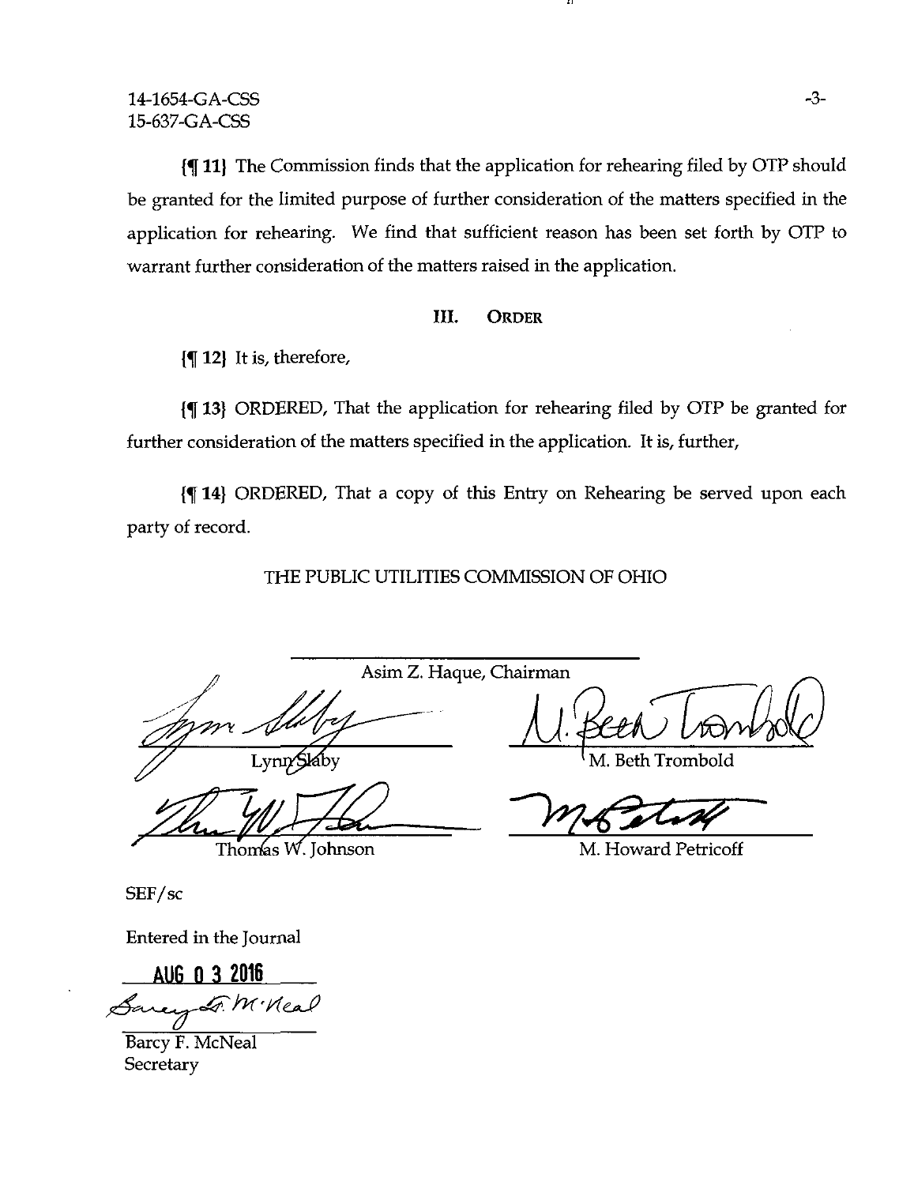14-1654-GA-CSS
15-637-GA-CSS

{¶ 11} The Commission finds that the application for rehearing filed by OTP should be granted for the limited purpose of further consideration of the matters specified in the application for rehearing. We find that sufficient reason has been set forth by OTP to warrant further consideration of the matters raised in the application.

## III. ORDER

{¶ 12} It is, therefore,

{¶ 13} ORDERED, That the application for rehearing filed by OTP be granted for further consideration of the matters specified in the application. It is, further,

{¶ 14} ORDERED, That a copy of this Entry on Rehearing be served upon each party of record.

THE PUBLIC UTILITIES COMMISSION OF OHIO

Asim Z. Haque, Chairman

Lynn Slaby

M. Beth Trombold

Thomas W. Johnson

M. Howard Petricoff

SEF/sc

Entered in the Journal

AUG 0 3 2016

Barcy F. McNeal
Secretary